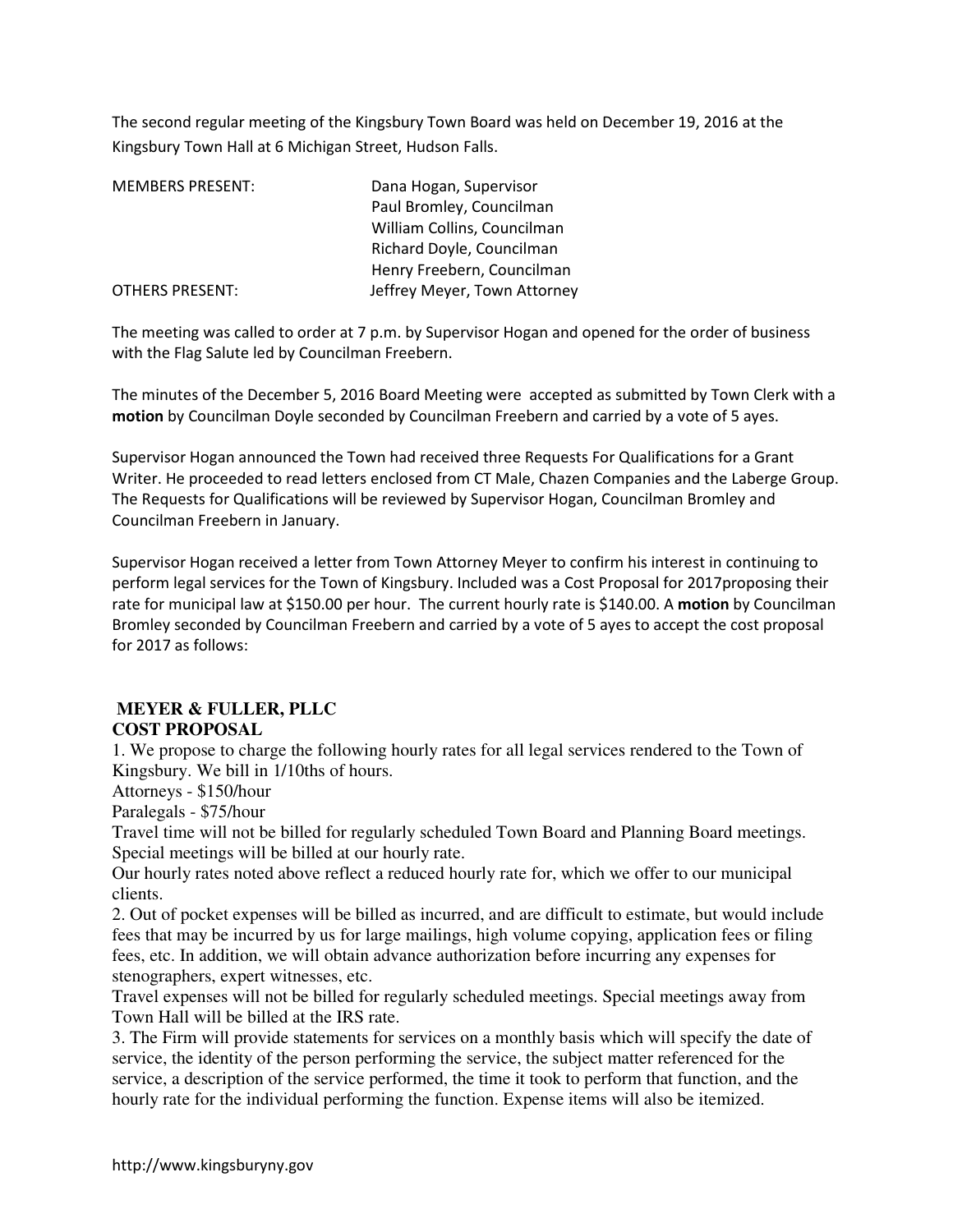The second regular meeting of the Kingsbury Town Board was held on December 19, 2016 at the Kingsbury Town Hall at 6 Michigan Street, Hudson Falls.

MEMBERS PRESENT: Dana Hogan, Supervisor
Paul Bromley, Councilman
William Collins, Councilman
Richard Doyle, Councilman
Henry Freebern, Councilman

OTHERS PRESENT: Jeffrey Meyer, Town Attorney

The meeting was called to order at 7 p.m. by Supervisor Hogan and opened for the order of business with the Flag Salute led by Councilman Freebern.

The minutes of the December 5, 2016 Board Meeting were accepted as submitted by Town Clerk with a **motion** by Councilman Doyle seconded by Councilman Freebern and carried by a vote of 5 ayes.

Supervisor Hogan announced the Town had received three Requests For Qualifications for a Grant Writer. He proceeded to read letters enclosed from CT Male, Chazen Companies and the Laberge Group. The Requests for Qualifications will be reviewed by Supervisor Hogan, Councilman Bromley and Councilman Freebern in January.

Supervisor Hogan received a letter from Town Attorney Meyer to confirm his interest in continuing to perform legal services for the Town of Kingsbury. Included was a Cost Proposal for 2017proposing their rate for municipal law at $150.00 per hour. The current hourly rate is $140.00. A **motion** by Councilman Bromley seconded by Councilman Freebern and carried by a vote of 5 ayes to accept the cost proposal for 2017 as follows:

**MEYER & FULLER, PLLC**
**COST PROPOSAL**

1. We propose to charge the following hourly rates for all legal services rendered to the Town of Kingsbury. We bill in 1/10ths of hours.

Attorneys - $150/hour
Paralegals - $75/hour

Travel time will not be billed for regularly scheduled Town Board and Planning Board meetings. Special meetings will be billed at our hourly rate.

Our hourly rates noted above reflect a reduced hourly rate for, which we offer to our municipal clients.

2. Out of pocket expenses will be billed as incurred, and are difficult to estimate, but would include fees that may be incurred by us for large mailings, high volume copying, application fees or filing fees, etc. In addition, we will obtain advance authorization before incurring any expenses for stenographers, expert witnesses, etc.

Travel expenses will not be billed for regularly scheduled meetings. Special meetings away from Town Hall will be billed at the IRS rate.

3. The Firm will provide statements for services on a monthly basis which will specify the date of service, the identity of the person performing the service, the subject matter referenced for the service, a description of the service performed, the time it took to perform that function, and the hourly rate for the individual performing the function. Expense items will also be itemized.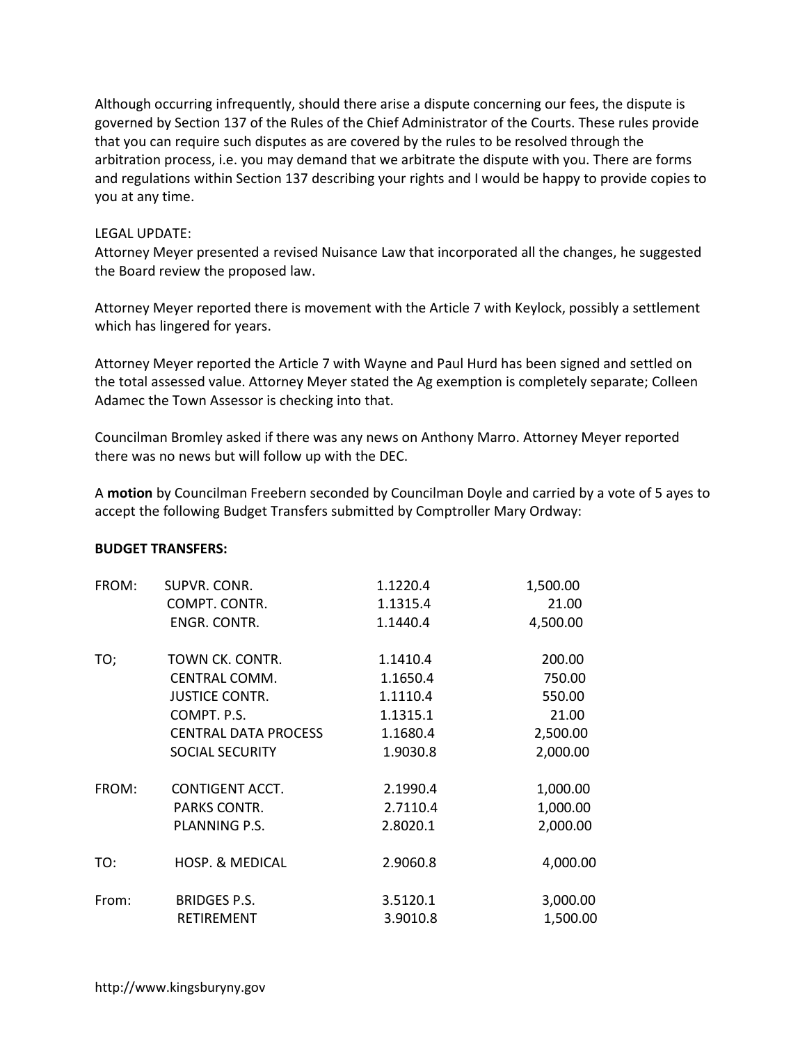Although occurring infrequently, should there arise a dispute concerning our fees, the dispute is governed by Section 137 of the Rules of the Chief Administrator of the Courts. These rules provide that you can require such disputes as are covered by the rules to be resolved through the arbitration process, i.e. you may demand that we arbitrate the dispute with you. There are forms and regulations within Section 137 describing your rights and I would be happy to provide copies to you at any time.

LEGAL UPDATE:
Attorney Meyer presented a revised Nuisance Law that incorporated all the changes, he suggested the Board review the proposed law.

Attorney Meyer reported there is movement with the Article 7 with Keylock, possibly a settlement which has lingered for years.

Attorney Meyer reported the Article 7 with Wayne and Paul Hurd has been signed and settled on the total assessed value. Attorney Meyer stated the Ag exemption is completely separate; Colleen Adamec the Town Assessor is checking into that.

Councilman Bromley asked if there was any news on Anthony Marro. Attorney Meyer reported there was no news but will follow up with the DEC.

A **motion** by Councilman Freebern seconded by Councilman Doyle and carried by a vote of 5 ayes to accept the following Budget Transfers submitted by Comptroller Mary Ordway:

**BUDGET TRANSFERS:**

| | | | |
|---|---|---|---|
| FROM: | SUPVR. CONR. | 1.1220.4 | 1,500.00 |
| | COMPT. CONTR. | 1.1315.4 | 21.00 |
| | ENGR. CONTR. | 1.1440.4 | 4,500.00 |
| TO; | TOWN CK. CONTR. | 1.1410.4 | 200.00 |
| | CENTRAL COMM. | 1.1650.4 | 750.00 |
| | JUSTICE CONTR. | 1.1110.4 | 550.00 |
| | COMPT. P.S. | 1.1315.1 | 21.00 |
| | CENTRAL DATA PROCESS | 1.1680.4 | 2,500.00 |
| | SOCIAL SECURITY | 1.9030.8 | 2,000.00 |
| FROM: | CONTIGENT ACCT. | 2.1990.4 | 1,000.00 |
| | PARKS CONTR. | 2.7110.4 | 1,000.00 |
| | PLANNING P.S. | 2.8020.1 | 2,000.00 |
| TO: | HOSP. & MEDICAL | 2.9060.8 | 4,000.00 |
| From: | BRIDGES P.S. | 3.5120.1 | 3,000.00 |
| | RETIREMENT | 3.9010.8 | 1,500.00 |

http://www.kingsburyny.gov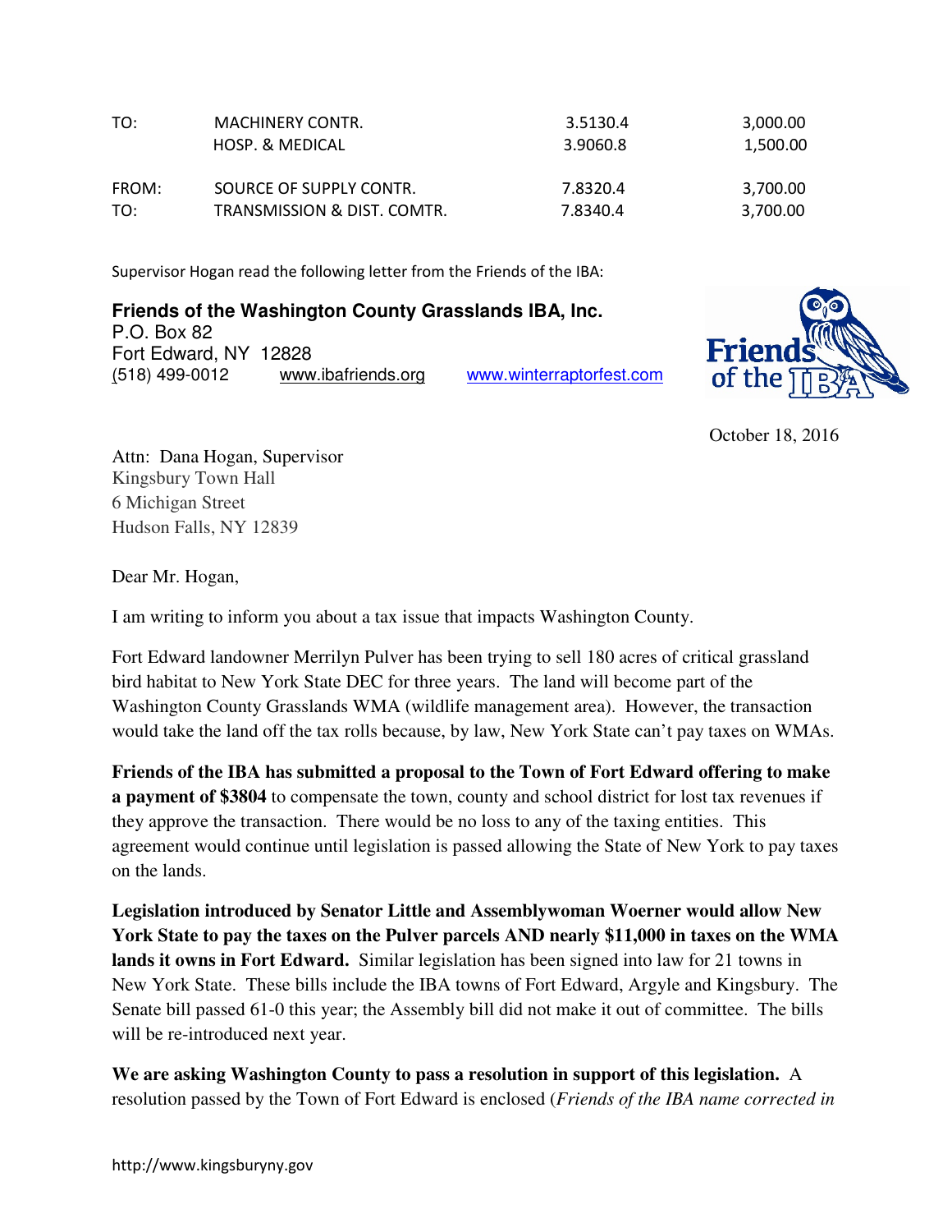| | | | |
|---|---|---|---|
| TO: | MACHINERY CONTR. | 3.5130.4 | 3,000.00 |
| | HOSP. & MEDICAL | 3.9060.8 | 1,500.00 |
| FROM: | SOURCE OF SUPPLY CONTR. | 7.8320.4 | 3,700.00 |
| TO: | TRANSMISSION & DIST. COMTR. | 7.8340.4 | 3,700.00 |

Supervisor Hogan read the following letter from the Friends of the IBA:

**Friends of the Washington County Grasslands IBA, Inc.**
P.O. Box 82
Fort Edward, NY 12828
(518) 499-0012 www.ibafriends.org www.winterraptorfest.com

October 18, 2016

Attn: Dana Hogan, Supervisor
Kingsbury Town Hall
6 Michigan Street
Hudson Falls, NY 12839

Dear Mr. Hogan,

I am writing to inform you about a tax issue that impacts Washington County.

Fort Edward landowner Merrilyn Pulver has been trying to sell 180 acres of critical grassland bird habitat to New York State DEC for three years. The land will become part of the Washington County Grasslands WMA (wildlife management area). However, the transaction would take the land off the tax rolls because, by law, New York State can't pay taxes on WMAs.

**Friends of the IBA has submitted a proposal to the Town of Fort Edward offering to make a payment of $3804** to compensate the town, county and school district for lost tax revenues if they approve the transaction. There would be no loss to any of the taxing entities. This agreement would continue until legislation is passed allowing the State of New York to pay taxes on the lands.

**Legislation introduced by Senator Little and Assemblywoman Woerner would allow New York State to pay the taxes on the Pulver parcels AND nearly $11,000 in taxes on the WMA lands it owns in Fort Edward.** Similar legislation has been signed into law for 21 towns in New York State. These bills include the IBA towns of Fort Edward, Argyle and Kingsbury. The Senate bill passed 61-0 this year; the Assembly bill did not make it out of committee. The bills will be re-introduced next year.

**We are asking Washington County to pass a resolution in support of this legislation.** A resolution passed by the Town of Fort Edward is enclosed (*Friends of the IBA name corrected in*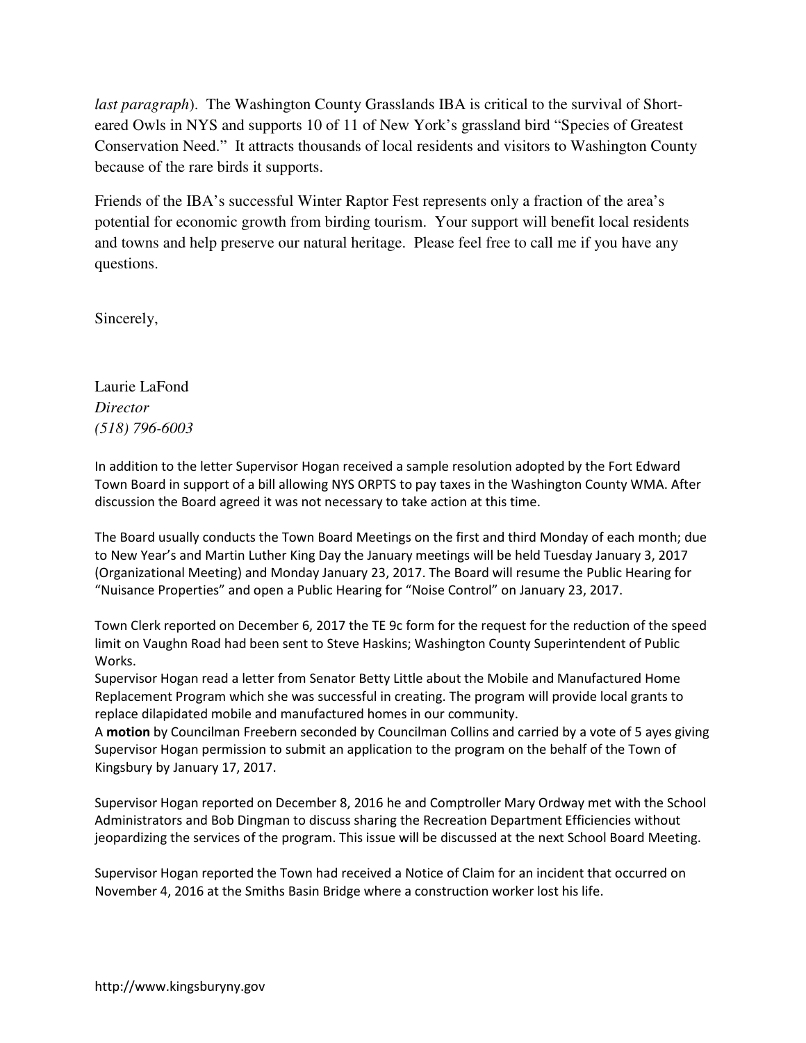*last paragraph*). The Washington County Grasslands IBA is critical to the survival of Short-eared Owls in NYS and supports 10 of 11 of New York's grassland bird "Species of Greatest Conservation Need." It attracts thousands of local residents and visitors to Washington County because of the rare birds it supports.

Friends of the IBA's successful Winter Raptor Fest represents only a fraction of the area's potential for economic growth from birding tourism. Your support will benefit local residents and towns and help preserve our natural heritage. Please feel free to call me if you have any questions.

Sincerely,

Laurie LaFond
*Director*
*(518) 796-6003*

In addition to the letter Supervisor Hogan received a sample resolution adopted by the Fort Edward Town Board in support of a bill allowing NYS ORPTS to pay taxes in the Washington County WMA. After discussion the Board agreed it was not necessary to take action at this time.

The Board usually conducts the Town Board Meetings on the first and third Monday of each month; due to New Year's and Martin Luther King Day the January meetings will be held Tuesday January 3, 2017 (Organizational Meeting) and Monday January 23, 2017. The Board will resume the Public Hearing for "Nuisance Properties" and open a Public Hearing for "Noise Control" on January 23, 2017.

Town Clerk reported on December 6, 2017 the TE 9c form for the request for the reduction of the speed limit on Vaughn Road had been sent to Steve Haskins; Washington County Superintendent of Public Works.
Supervisor Hogan read a letter from Senator Betty Little about the Mobile and Manufactured Home Replacement Program which she was successful in creating. The program will provide local grants to replace dilapidated mobile and manufactured homes in our community.
A **motion** by Councilman Freebern seconded by Councilman Collins and carried by a vote of 5 ayes giving Supervisor Hogan permission to submit an application to the program on the behalf of the Town of Kingsbury by January 17, 2017.

Supervisor Hogan reported on December 8, 2016 he and Comptroller Mary Ordway met with the School Administrators and Bob Dingman to discuss sharing the Recreation Department Efficiencies without jeopardizing the services of the program. This issue will be discussed at the next School Board Meeting.

Supervisor Hogan reported the Town had received a Notice of Claim for an incident that occurred on November 4, 2016 at the Smiths Basin Bridge where a construction worker lost his life.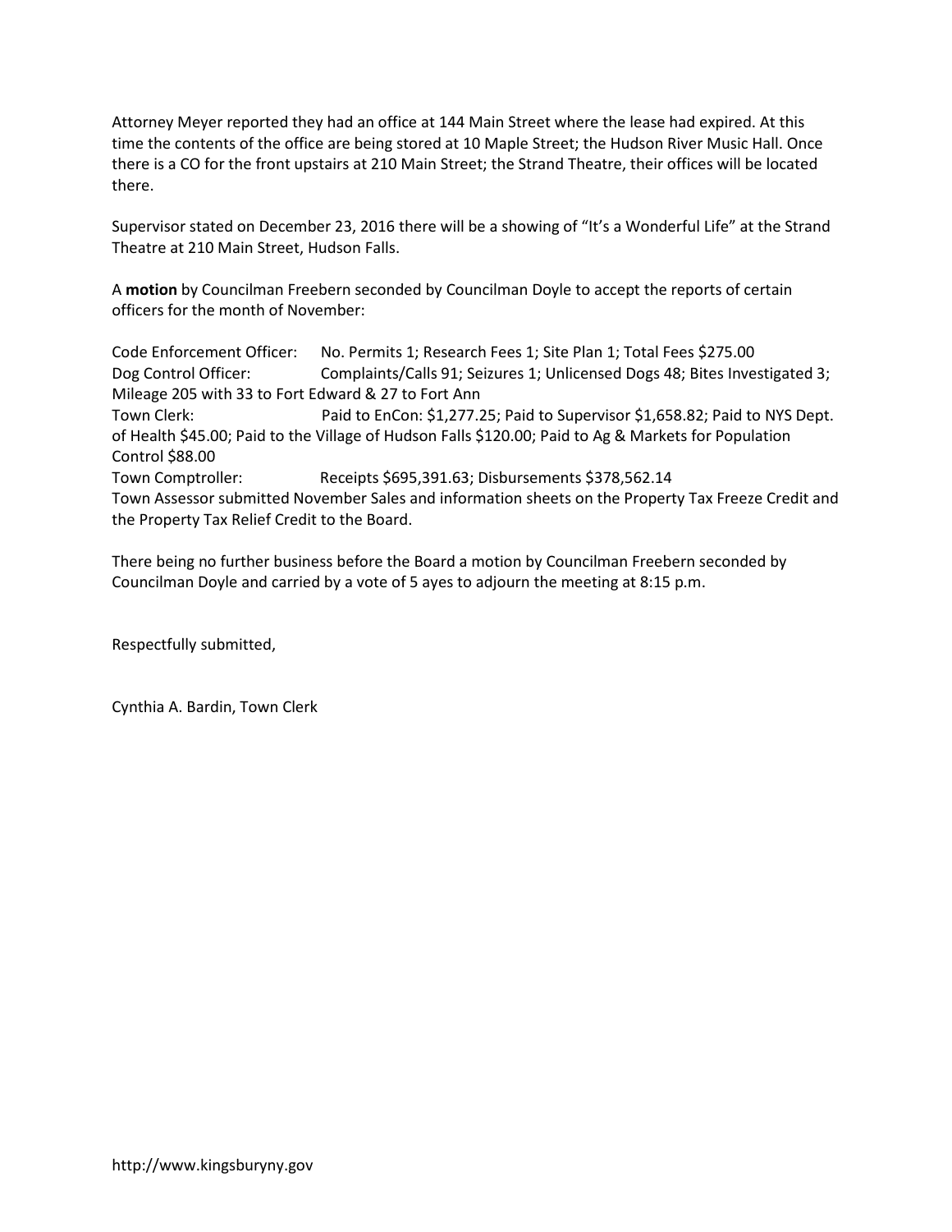Attorney Meyer reported they had an office at 144 Main Street where the lease had expired. At this time the contents of the office are being stored at 10 Maple Street; the Hudson River Music Hall. Once there is a CO for the front upstairs at 210 Main Street; the Strand Theatre, their offices will be located there.

Supervisor stated on December 23, 2016 there will be a showing of "It's a Wonderful Life" at the Strand Theatre at 210 Main Street, Hudson Falls.

A **motion** by Councilman Freebern seconded by Councilman Doyle to accept the reports of certain officers for the month of November:

Code Enforcement Officer: No. Permits 1; Research Fees 1; Site Plan 1; Total Fees $275.00
Dog Control Officer: Complaints/Calls 91; Seizures 1; Unlicensed Dogs 48; Bites Investigated 3; Mileage 205 with 33 to Fort Edward & 27 to Fort Ann
Town Clerk: Paid to EnCon: $1,277.25; Paid to Supervisor $1,658.82; Paid to NYS Dept. of Health $45.00; Paid to the Village of Hudson Falls $120.00; Paid to Ag & Markets for Population Control $88.00
Town Comptroller: Receipts $695,391.63; Disbursements $378,562.14
Town Assessor submitted November Sales and information sheets on the Property Tax Freeze Credit and the Property Tax Relief Credit to the Board.

There being no further business before the Board a motion by Councilman Freebern seconded by Councilman Doyle and carried by a vote of 5 ayes to adjourn the meeting at 8:15 p.m.

Respectfully submitted,

Cynthia A. Bardin, Town Clerk